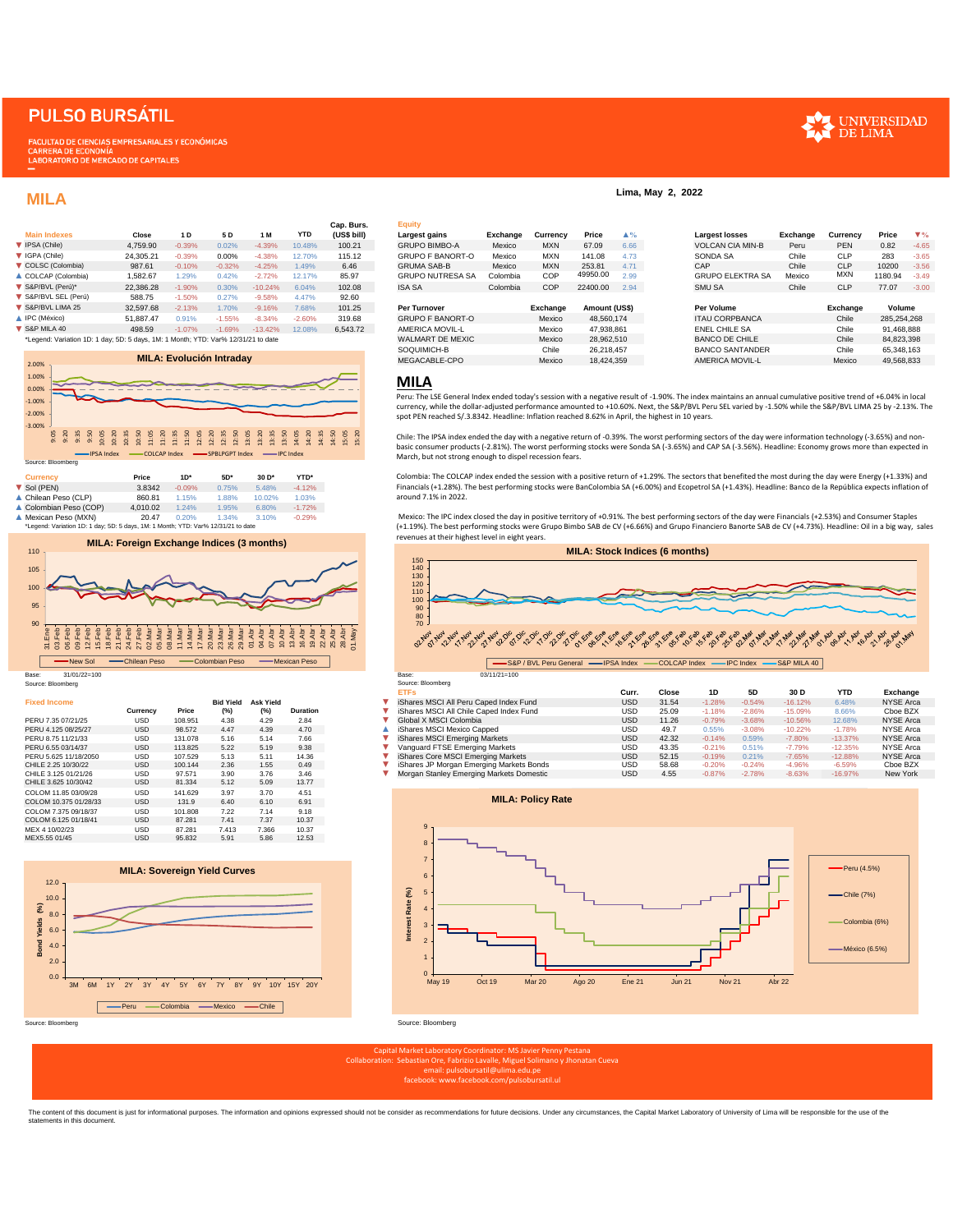# PULSO BURSÁTIL

FACULTAD DE CIENCIAS EMPRESARIALES Y ECONÓMICAS
CARRERA DE ECONOMÍA
LABORATORIO DE MERCADO DE CAPITALES

UNIVERSIDAD DE LIMA

## MILA

Lima, May 2, 2022

| Main Indexes | Close | 1 D | 5 D | 1 M | YTD | Cap. Burs. (US$ bill) |
|---|---|---|---|---|---|---|
| ▼ IPSA (Chile) | 4,759.90 | -0.39% | 0.02% | -4.39% | 10.48% | 100.21 |
| ▼ IGPA (Chile) | 24,305.21 | -0.39% | 0.00% | -4.38% | 12.70% | 115.12 |
| ▼ COLSC (Colombia) | 987.61 | -0.10% | -0.32% | -4.25% | 1.49% | 6.46 |
| ▲ COLCAP (Colombia) | 1,582.67 | 1.29% | 0.42% | -2.72% | 12.17% | 85.97 |
| ▼ S&P/BVL (Perú)* | 22,386.28 | -1.90% | 0.30% | -10.24% | 6.04% | 102.08 |
| ▼ S&P/BVL SEL (Perú) | 588.75 | -1.50% | 0.27% | -9.58% | 4.47% | 92.60 |
| ▼ S&P/BVL LIMA 25 | 32,597.68 | -2.13% | 1.70% | -9.16% | 7.68% | 101.25 |
| ▲ IPC (México) | 51,887.47 | 0.91% | -1.55% | -8.34% | -2.60% | 319.68 |
| ▼ S&P MILA 40 | 498.59 | -1.07% | -1.69% | -13.42% | 12.08% | 6,543.72 |

*Legend: Variation 1D: 1 day; 5D: 5 days, 1M: 1 Month; YTD: Var% 12/31/21 to date

**MILA: Evolución Intraday**

Source: Bloomberg

| Currency | Price | 1D* | 5D* | 30 D* | YTD* |
|---|---|---|---|---|---|
| ▼ Sol (PEN) | 3.8342 | -0.09% | 0.75% | 5.48% | -4.12% |
| ▲ Chilean Peso (CLP) | 860.81 | 1.15% | 1.88% | 10.02% | 1.03% |
| ▲ Colombian Peso (COP) | 4,010.02 | 1.24% | 1.95% | 6.80% | -1.72% |
| ▲ Mexican Peso (MXN) | 20.47 | 0.20% | 1.34% | 3.10% | -0.29% |

*Legend: Variation 1D: 1 day; 5D: 5 days, 1M: 1 Month; YTD: Var% 12/31/21 to date

**MILA: Foreign Exchange Indices (3 months)**

Base: 31/01/22=100

Source: Bloomberg

### Equity

| Largest gains | Exchange | Currency | Price | ▲% |
|---|---|---|---|---|
| GRUPO BIMBO-A | Mexico | MXN | 67.09 | 6.66 |
| GRUPO F BANORT-O | Mexico | MXN | 141.08 | 4.73 |
| GRUMA SAB-B | Mexico | MXN | 253.81 | 4.71 |
| GRUPO NUTRESA SA | Colombia | COP | 49950.00 | 2.99 |
| ISA SA | Colombia | COP | 22400.00 | 2.94 |

| Largest losses | Exchange | Currency | Price | ▼% |
|---|---|---|---|---|
| VOLCAN CIA MIN-B | Peru | PEN | 0.82 | -4.65 |
| SONDA SA | Chile | CLP | 283 | -3.65 |
| CAP | Chile | CLP | 10200 | -3.56 |
| GRUPO ELEKTRA SA | Mexico | MXN | 1180.94 | -3.49 |
| SMU SA | Chile | CLP | 77.07 | -3.00 |

| Per Turnover | Exchange | Amount (US$) |
|---|---|---|
| GRUPO F BANORT-O | Mexico | 48,560,174 |
| AMERICA MOVIL-L | Mexico | 47,938,861 |
| WALMART DE MEXIC | Mexico | 28,962,510 |
| SOQUIMICH-B | Chile | 26,218,457 |
| MEGACABLE-CPO | Mexico | 18,424,359 |

| Per Volume | Exchange | Volume |
|---|---|---|
| ITAU CORPBANCA | Chile | 285,254,268 |
| ENEL CHILE SA | Chile | 91,468,888 |
| BANCO DE CHILE | Chile | 84,823,398 |
| BANCO SANTANDER | Chile | 65,348,163 |
| AMERICA MOVIL-L | Mexico | 49,568,833 |

## MILA

Peru: The LSE General Index ended today's session with a negative result of -1.90%. The index maintains an annual cumulative positive trend of +6.04% in local currency, while the dollar-adjusted performance amounted to +10.60%. Next, the S&P/BVL Peru SEL varied by -1.50% while the S&P/BVL LIMA 25 by -2.13%. The spot PEN reached S/.3.8342. Headline: Inflation reached 8.62% in April, the highest in 10 years.

Chile: The IPSA index ended the day with a negative return of -0.39%. The worst performing sectors of the day were information technology (-3.65%) and non-basic consumer products (-2.81%). The worst performing stocks were Sonda SA (-3.65%) and CAP SA (-3.56%). Headline: Economy grows more than expected in March, but not strong enough to dispel recession fears.

Colombia: The COLCAP index ended the session with a positive return of +1.29%. The sectors that benefited the most during the day were Energy (+1.33%) and Financials (+1.28%). The best performing stocks were BanColombia SA (+6.00%) and Ecopetrol SA (+1.43%). Headline: Banco de la República expects inflation of around 7.1% in 2022.

Mexico: The IPC index closed the day in positive territory of +0.91%. The best performing sectors of the day were Financials (+2.53%) and Consumer Staples (+1.19%). The best performing stocks were Grupo Bimbo SAB de CV (+6.66%) and Grupo Financiero Banorte SAB de CV (+4.73%). Headline: Oil in a big way, sales revenues at their highest level in eight years.

**MILA: Stock Indices (6 months)**

Base: 03/11/21=100

Source: Bloomberg

### Fixed Income

| | Currency | Price | Bid Yield (%) | Ask Yield (%) | Duration |
|---|---|---|---|---|---|
| PERU 7.35 07/21/25 | USD | 108.951 | 4.38 | 4.29 | 2.84 |
| PERU 4.125 08/25/27 | USD | 98.572 | 4.47 | 4.39 | 4.70 |
| PERU 8.75 11/21/33 | USD | 131.078 | 5.16 | 5.14 | 7.66 |
| PERU 6.55 03/14/37 | USD | 113.825 | 5.22 | 5.19 | 9.38 |
| PERU 5.625 11/18/2050 | USD | 107.529 | 5.13 | 5.11 | 14.36 |
| CHILE 2.25 10/30/22 | USD | 100.144 | 2.36 | 1.55 | 0.49 |
| CHILE 3.125 01/21/26 | USD | 97.571 | 3.90 | 3.76 | 3.46 |
| CHILE 3.625 10/30/42 | USD | 81.334 | 5.12 | 5.09 | 13.77 |
| COLOM 11.85 03/09/28 | USD | 141.629 | 3.97 | 3.70 | 4.51 |
| COLOM 10.375 01/28/33 | USD | 131.9 | 6.40 | 6.10 | 6.91 |
| COLOM 7.375 09/18/37 | USD | 101.808 | 7.22 | 7.14 | 9.18 |
| COLOM 6.125 01/18/41 | USD | 87.281 | 7.41 | 7.37 | 10.37 |
| MEX 4 10/02/23 | USD | 87.281 | 7.413 | 7.366 | 10.37 |
| MEX5.55 01/45 | USD | 95.832 | 5.91 | 5.86 | 12.53 |

### ETFs

| | Curr. | Close | 1D | 5D | 30 D | YTD | Exchange |
|---|---|---|---|---|---|---|---|
| ▼ iShares MSCI All Peru Caped Index Fund | USD | 31.54 | -1.28% | -0.54% | -16.12% | 6.48% | NYSE Arca |
| ▼ iShares MSCI All Chile Caped Index Fund | USD | 25.09 | -1.18% | -2.86% | -15.09% | 8.66% | Cboe BZX |
| ▼ Global X MSCI Colombia | USD | 11.26 | -0.79% | -3.68% | -10.56% | 12.68% | NYSE Arca |
| ▲ iShares MSCI Mexico Capped | USD | 49.7 | 0.55% | -3.08% | -10.22% | -1.78% | NYSE Arca |
| ▼ iShares MSCI Emerging Markets | USD | 42.32 | -0.14% | 0.59% | -7.80% | -13.37% | NYSE Arca |
| ▼ Vanguard FTSE Emerging Markets | USD | 43.35 | -0.21% | 0.51% | -7.79% | -12.35% | NYSE Arca |
| ▼ iShares Core MSCI Emerging Markets | USD | 52.15 | -0.19% | 0.21% | -7.65% | -12.88% | NYSE Arca |
| ▼ iShares JP Morgan Emerging Markets Bonds | USD | 58.68 | -0.20% | -0.24% | -4.96% | -6.59% | Cboe BZX |
| ▼ Morgan Stanley Emerging Markets Domestic | USD | 4.55 | -0.87% | -2.78% | -8.63% | -16.97% | New York |

**MILA: Sovereign Yield Curves**

Source: Bloomberg

**MILA: Policy Rate**

Peru (4.5%), Chile (7%), Colombia (6%), México (6.5%)

Source: Bloomberg

Capital Market Laboratory Coordinator: MS Javier Penny Pestana
Collaboration: Sebastian Ore, Fabrizio Lavalle, Miguel Solimano y Jhonatan Cueva
email: pulsobursatil@ulima.edu.pe
facebook: www.facebook.com/pulsobursatil.ul

The content of this document is just for informational purposes. The information and opinions expressed should not be consider as recommendations for future decisions. Under any circumstances, the Capital Market Laboratory of University of Lima will be responsible for the use of the statements in this document.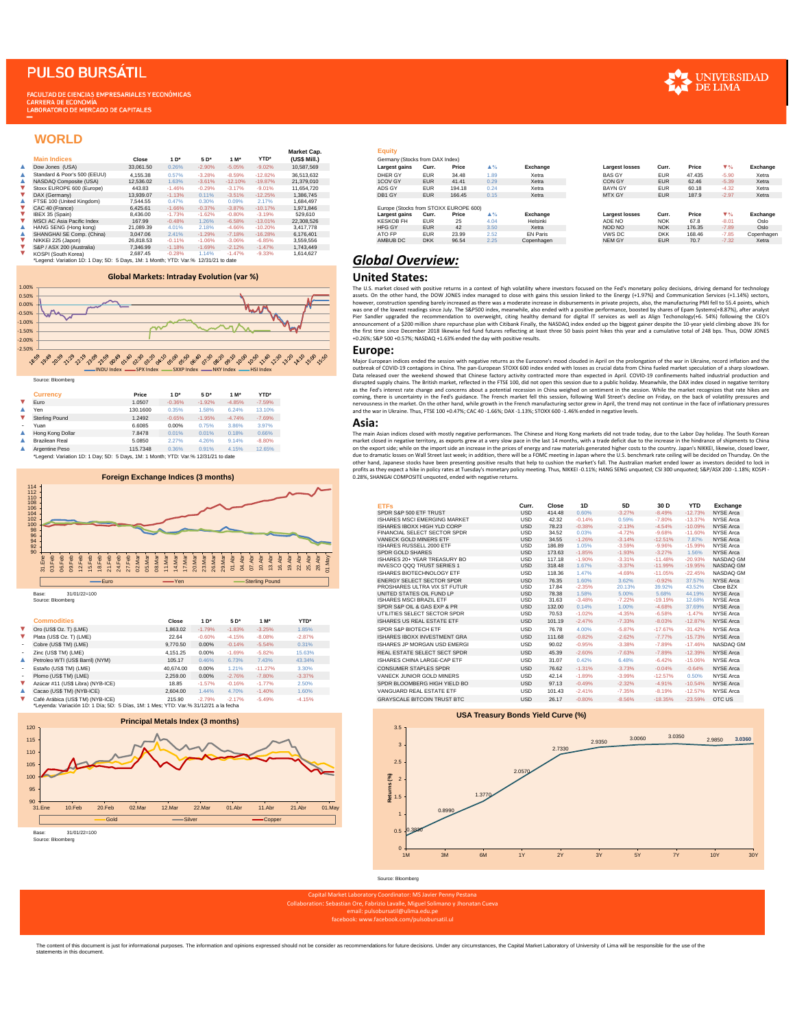# PULSO BURSÁTIL

FACULTAD DE CIENCIAS EMPRESARIALES Y ECONÓMICAS
CARRERA DE ECONOMÍA
LABORATORIO DE MERCADO DE CAPITALES

UNIVERSIDAD DE LIMA

## WORLD

| | Main Indices | Close | 1 D* | 5 D* | 1 M* | YTD* | Market Cap. (US$ Mill.) |
|---|---|---|---|---|---|---|---|
| ▲ | Dow Jones (USA) | 33,061.50 | 0.26% | -2.90% | -5.05% | -9.02% | 10,587,569 |
| ▲ | Standard & Poor's 500 (EEUU) | 4,155.38 | 0.57% | -3.28% | -8.59% | -12.82% | 36,513,632 |
| ▲ | NASDAQ Composite (USA) | 12,536.02 | 1.63% | -3.61% | -12.10% | -19.87% | 21,379,010 |
| ▼ | Stoxx EUROPE 600 (Europe) | 443.83 | -1.46% | -0.29% | -3.17% | -9.01% | 11,654,720 |
| ▼ | DAX (Germany) | 13,939.07 | -1.13% | 0.11% | -3.51% | -12.25% | 1,386,745 |
| ▲ | FTSE 100 (United Kingdom) | 7,544.55 | 0.47% | 0.30% | 0.09% | 2.17% | 1,684,497 |
| ▼ | CAC 40 (France) | 6,425.61 | -1.66% | -0.37% | -3.87% | -10.17% | 1,971,846 |
| ▼ | IBEX 35 (Spain) | 8,436.00 | -1.73% | -1.62% | -0.80% | -3.19% | 529,610 |
| ▼ | MSCI AC Asia Pacific Index | 167.99 | -0.48% | 1.26% | -6.58% | -13.01% | 22,308,526 |
| ▲ | HANG SENG (Hong kong) | 21,089.39 | 4.01% | 2.18% | -4.66% | -10.20% | 3,417,778 |
| ▲ | SHANGHAI SE Comp. (China) | 3,047.06 | 2.41% | -1.29% | -7.18% | -16.28% | 6,176,401 |
| ▼ | NIKKEI 225 (Japon) | 26,818.53 | -0.11% | -1.06% | -3.06% | -6.85% | 3,559,556 |
| ▼ | S&P / ASX 200 (Australia) | 7,346.99 | -1.18% | -1.69% | -2.12% | -1.47% | 1,743,449 |
| ▼ | KOSPI (South Korea) | 2,687.45 | -0.28% | 1.14% | -1.47% | -9.33% | 1,614,627 |

*Legend: Variation 1D: 1 Day; 5D: 5 Days, 1M: 1 Month; YTD: Var.% 12/31/21 to date

**Global Markets: Intraday Evolution (var %)**

Source: Bloomberg

| | Currency | Price | 1 D* | 5 D* | 1 M* | YTD* |
|---|---|---|---|---|---|---|
| ▼ | Euro | 1.0507 | -0.36% | -1.92% | -4.85% | -7.59% |
| ▲ | Yen | 130.1600 | 0.35% | 1.58% | 6.24% | 13.10% |
| ▼ | Sterling Pound | 1.2492 | -0.65% | -1.95% | -4.74% | -7.69% |
| - | Yuan | 6.6085 | 0.00% | 0.75% | 3.86% | 3.97% |
| ▲ | Hong Kong Dollar | 7.8478 | 0.01% | 0.01% | 0.18% | 0.66% |
| ▲ | Brazilean Real | 5.0850 | 2.27% | 4.26% | 9.14% | -8.80% |
| ▲ | Argentine Peso | 115.7348 | 0.36% | 0.91% | 4.15% | 12.65% |

*Legend: Variation 1D: 1 Day; 5D: 5 Days, 1M: 1 Month; YTD: Var.% 12/31/21 to date

**Foreign Exchange Indices (3 months)**

Base: 31/01/22=100
Source: Bloomberg

| | Commodities | Close | 1 D* | 5 D* | 1 M* | YTD* |
|---|---|---|---|---|---|---|
| ▼ | Oro (US$ Oz. T) (LME) | 1,863.02 | -1.79% | -1.83% | -3.25% | 1.85% |
| ▼ | Plata (US$ Oz. T) (LME) | 22.64 | -0.60% | -4.15% | -8.08% | -2.87% |
| - | Cobre (US$ TM) (LME) | 9,770.50 | 0.00% | -0.14% | -5.54% | 0.31% |
| - | Zinc (US$ TM) (LME) | 4,151.25 | 0.00% | -1.69% | -5.82% | 15.63% |
| ▲ | Petroleo WTI (US$ Barril) (NYM) | 105.17 | 0.46% | 6.73% | 7.43% | 43.34% |
| - | Estaño (US$ TM) (LME) | 40,674.00 | 0.00% | 1.21% | -11.27% | 3.30% |
| - | Plomo (US$ TM) (LME) | 2,259.00 | 0.00% | -2.76% | -7.80% | -3.37% |
| ▼ | Azúcar #11 (US$ Libra) (NYB-ICE) | 18.85 | -1.57% | -0.16% | -1.77% | 2.50% |
| ▲ | Cacao (US$ TM) (NYB-ICE) | 2,604.00 | 1.44% | 4.70% | -1.40% | 1.60% |
| ▼ | Café Arábica (US$ TM) (NYB-ICE) | 215.90 | -2.79% | -2.17% | -5.49% | -4.15% |

*Leyenda: Variación 1D: 1 Día; 5D: 5 Días, 1M: 1 Mes; YTD: Var.% 31/12/21 a la fecha

**Principal Metals Index (3 months)**

Base: 31/01/22=100
Source: Bloomberg

### Equity

Germany (Stocks from DAX Index)

| Largest gains | Curr. | Price | ▲% | Exchange | Largest losses | Curr. | Price | ▼% | Exchange |
|---|---|---|---|---|---|---|---|---|---|
| DHER GY | EUR | 34.48 | 1.89 | Xetra | BAS GY | EUR | 47.435 | -5.90 | Xetra |
| 1COV GY | EUR | 41.41 | 0.29 | Xetra | CON GY | EUR | 62.46 | -5.39 | Xetra |
| ADS GY | EUR | 194.18 | 0.24 | Xetra | BAYN GY | EUR | 60.18 | -4.32 | Xetra |
| DB1 GY | EUR | 166.45 | 0.15 | Xetra | MTX GY | EUR | 187.9 | -2.97 | Xetra |

Europe (Stocks from STOXX EUROPE 600)

| Largest gains | Curr. | Price | ▲% | Exchange | Largest losses | Curr. | Price | ▼% | Exchange |
|---|---|---|---|---|---|---|---|---|---|
| KESKOB FH | EUR | 25 | 4.04 | Helsinki | ADE NO | NOK | 67.8 | -8.01 | Oslo |
| HFG GY | EUR | 42 | 3.50 | Xetra | NOD NO | NOK | 176.35 | -7.89 | Oslo |
| ATO FP | EUR | 23.99 | 2.52 | EN Paris | VWS DC | DKK | 168.46 | -7.85 | Copenhagen |
| AMBUB DC | DKK | 96.54 | 2.25 | Copenhagen | NEM GY | EUR | 70.7 | -7.32 | Xetra |

## *Global Overview:*

### United States:

The U.S. market closed with positive returns in a context of high volatility where investors focused on the Fed's monetary policy decisions, driving demand for technology assets. On the other hand, the DOW JONES index managed to close with gains this session linked to the Energy (+1.97%) and Communication Services (+1.14%) sectors, however, construction spending barely increased as there was a moderate increase in disbursements in private projects, also, the manufacturing PMI fell to 55.4 points, which was one of the lowest readings since July. The S&P500 index, meanwhile, also ended with a positive performance, boosted by shares of Epam Systems(+8.87%), after analyst Pier Sandler upgraded the recommendation to overweight, citing healthy demand for digital IT services as well as Align Techonology(+6. 54%) following the CEO's announcement of a $200 million share repurchase plan with Citibank Finally, the NASDAQ index ended up the biggest gainer despite the 10-year yield climbing above 3% for the first time since December 2018 likewise fed fund futures reflecting at least three 50 basis point hikes this year and a cumulative total of 248 bps. Thus, DOW JONES +0.26%; S&P 500 +0.57%; NASDAQ +1.63% ended the day with positive results.

### Europe:

Major European indices ended the session with negative returns as the Eurozone's mood clouded in April on the prolongation of the war in Ukraine, record inflation and the outbreak of COVID-19 contagions in China. The pan-European STOXX 600 index ended with losses as crucial data from China fueled market speculation of a sharp slowdown. Data released over the weekend showed that Chinese factory activity contracted more than expected in April. COVID-19 confinements halted industrial production and disrupted supply chains. The British market, reflected in the FTSE 100, did not open this session due to a public holiday. Meanwhile, the DAX index closed in negative territory as the Fed's interest rate change and concerns about a potential recession in China weighed on sentiment in the session. While the market recognizes that rate hikes are coming, there is uncertainty in the Fed's guidance. The French market fell this session, following Wall Street's decline on Friday, on the back of volatility pressures and nervousness in the market. On the other hand, while growth in the French manufacturing sector grew in April, the trend may not continue in the face of inflationary pressures and the war in Ukraine. Thus, FTSE 100 +0.47%, CAC 40 -1.66%; DAX -1.13%; STOX 600 -1.46% ended in negative levels.

### Asia:

The main Asian indices closed with mostly negative performances. The Chinese and Hong Kong markets did not trade today, due to the Labor Day holiday. The South Korean market closed in negative territory, as exports grew at a very slow pace in the last 14 months, with a trade deficit due to the increase in the hindrance of shipments to China on the export side; while on the import side an increase in the prices of energy and raw materials generated higher costs to the country. Japan's NIKKEI, likewise, closed lower, due to dramatic losses on Wall Street last week; in addition, there will be a FOMC meeting in Japan where the U.S. benchmark rate ceiling will be decided on Thursday. On the other hand, Japanese stocks have been presenting positive results that help to cushion the market's fall. The Australian market ended lower as investors decided to lock in profits as they expect a hike in policy rates at Tuesday's monetary policy meeting. Thus, NIKKEI -0.11%; HANG SENG unquoted; CSI 300 unquoted; S&P/ASX 200 -1.18%; KOSPI -0.28%, SHANGAI COMPOSITE unquoted, ended with negative returns.

| ETFs | Curr. | Close | 1D | 5D | 30 D | YTD | Exchange |
|---|---|---|---|---|---|---|---|
| SPDR S&P 500 ETF TRUST | USD | 414.48 | 0.60% | -3.27% | -8.49% | -12.73% | NYSE Arca |
| ISHARES MSCI EMERGING MARKET | USD | 42.32 | -0.14% | 0.59% | -7.80% | -13.37% | NYSE Arca |
| ISHARES IBOXX HIGH YLD CORP | USD | 78.23 | -0.38% | -2.13% | -4.54% | -10.09% | NYSE Arca |
| FINANCIAL SELECT SECTOR SPDR | USD | 34.52 | 0.03% | -4.72% | -9.68% | -11.60% | NYSE Arca |
| VANECK GOLD MINERS ETF | USD | 34.55 | -1.26% | -3.14% | -12.51% | 7.87% | NYSE Arca |
| ISHARES RUSSELL 2000 ETF | USD | 186.89 | 1.05% | -3.59% | -9.96% | -15.99% | NYSE Arca |
| SPDR GOLD SHARES | USD | 173.63 | -1.85% | -1.93% | -3.27% | 1.56% | NYSE Arca |
| ISHARES 20+ YEAR TREASURY BO | USD | 117.18 | -1.90% | -3.31% | -11.48% | -20.93% | NASDAQ GM |
| INVESCO QQQ TRUST SERIES 1 | USD | 318.48 | 1.67% | -3.37% | -11.99% | -19.95% | NASDAQ GM |
| ISHARES BIOTECHNOLOGY ETF | USD | 118.36 | 1.47% | -4.69% | -11.05% | -22.45% | NASDAQ GM |
| ENERGY SELECT SECTOR SPDR | USD | 76.35 | 1.60% | 3.62% | -0.92% | 37.57% | NYSE Arca |
| PROSHARES ULTRA VIX ST FUTUR | USD | 17.84 | -2.35% | 20.13% | 39.92% | 43.52% | Cboe BZX |
| UNITED STATES OIL FUND LP | USD | 78.38 | 1.58% | 5.00% | 5.68% | 44.19% | NYSE Arca |
| ISHARES MSCI BRAZIL ETF | USD | 31.63 | -3.48% | -7.22% | -19.19% | 12.68% | NYSE Arca |
| SPDR S&P OIL & GAS EXP & PR | USD | 132.00 | 0.14% | 1.00% | -4.68% | 37.69% | NYSE Arca |
| UTILITIES SELECT SECTOR SPDR | USD | 70.53 | -1.02% | -4.35% | -6.58% | -1.47% | NYSE Arca |
| ISHARES US REAL ESTATE ETF | USD | 101.19 | -2.47% | -7.33% | -8.03% | -12.87% | NYSE Arca |
| SPDR S&P BIOTECH ETF | USD | 76.78 | 4.00% | -5.87% | -17.67% | -31.42% | NYSE Arca |
| ISHARES IBOXX INVESTMENT GRA | USD | 111.68 | -0.82% | -2.62% | -7.77% | -15.73% | NYSE Arca |
| ISHARES JP MORGAN USD EMERGI | USD | 90.02 | -0.95% | -3.38% | -7.89% | -17.46% | NASDAQ GM |
| REAL ESTATE SELECT SECT SPDR | USD | 45.39 | -2.60% | -7.63% | -7.89% | -12.39% | NYSE Arca |
| ISHARES CHINA LARGE-CAP ETF | USD | 31.07 | 0.42% | 6.48% | -6.42% | -15.06% | NYSE Arca |
| CONSUMER STAPLES SPDR | USD | 76.62 | -1.31% | -3.73% | -0.04% | -0.64% | NYSE Arca |
| VANECK JUNIOR GOLD MINERS | USD | 42.14 | -1.89% | -3.99% | -12.57% | 0.50% | NYSE Arca |
| SPDR BLOOMBERG HIGH YIELD BO | USD | 97.13 | -0.49% | -2.32% | -4.91% | -10.54% | NYSE Arca |
| VANGUARD REAL ESTATE ETF | USD | 101.43 | -2.41% | -7.35% | -8.19% | -12.57% | NYSE Arca |
| GRAYSCALE BITCOIN TRUST BTC | USD | 26.17 | -0.80% | -8.56% | -18.35% | -23.59% | OTC US |

**USA Treasury Bonds Yield Curve (%)**

| 1M | 3M | 6M | 1Y | 2Y | 3Y | 5Y | 7Y | 10Y | 30Y |
|---|---|---|---|---|---|---|---|---|---|
| 0.3820 | 0.8990 | 1.3770 | 2.0570 | 2.7330 | 2.9350 | 3.0060 | 3.0350 | 2.9850 | 3.0360 |

Source: Bloomberg

Capital Market Laboratory Coordinator: MS Javier Penny Pestana
Collaboration: Sebastian Ore, Fabrizio Lavalle, Miguel Solimano y Jhonatan Cueva
email: pulsobursatil@ulima.edu.pe
facebook: www.facebook.com/pulsobursatil.ul

The content of this document is just for informational purposes. The information and opinions expressed should not be consider as recommendations for future decisions. Under any circumstances, the Capital Market Laboratory of University of Lima will be responsible for the use of the statements in this document.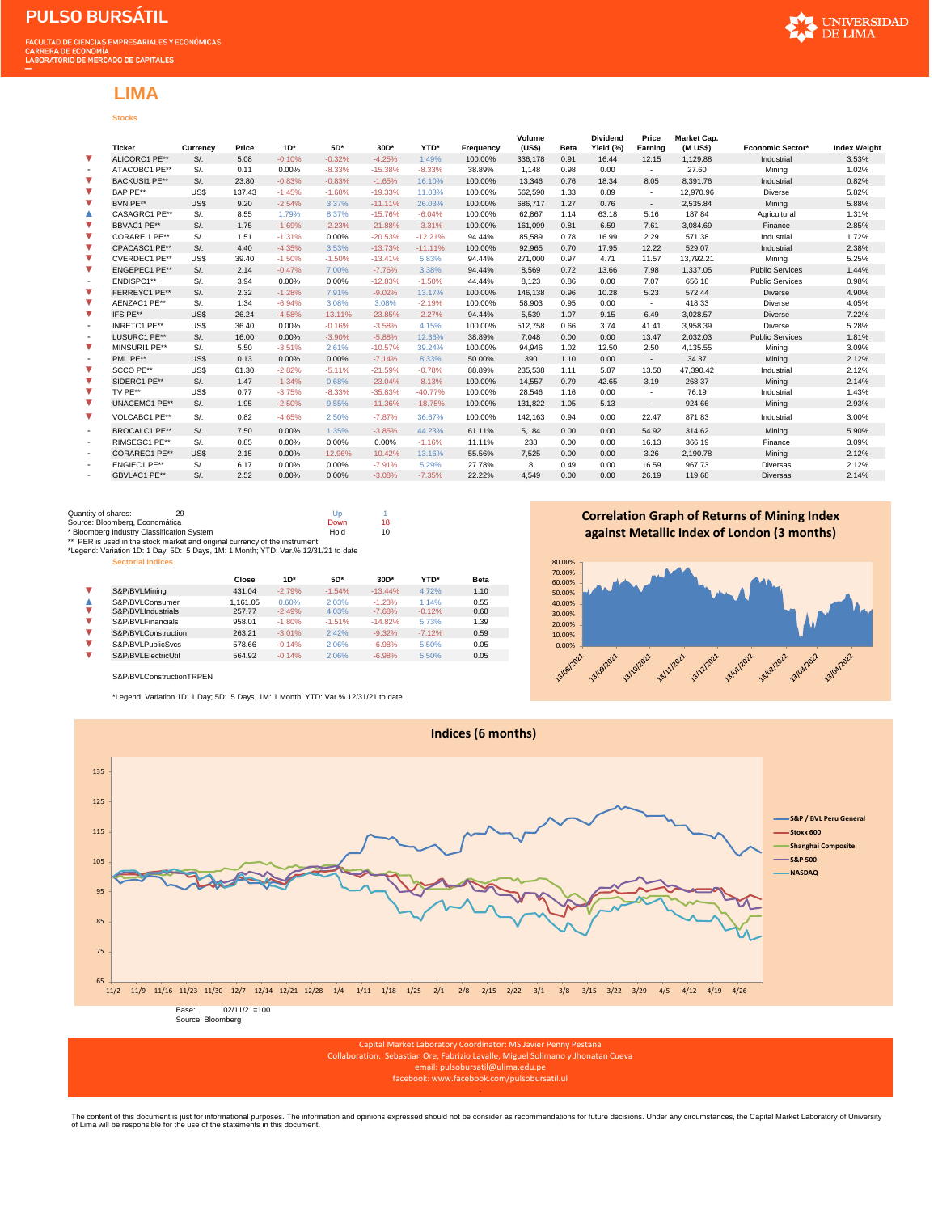# PULSO BURSÁTIL

FACULTAD DE CIENCIAS EMPRESARIALES Y ECONÓMICAS
CARRERA DE ECONOMÍA
LABORATORIO DE MERCADO DE CAPITALES

UNIVERSIDAD DE LIMA

## LIMA

### Stocks

| | Ticker | Currency | Price | 1D* | 5D* | 30D* | YTD* | Frequency | Volume (US$) | Beta | Dividend Yield (%) | Price Earning | Market Cap. (M US$) | Economic Sector* | Index Weight |
|---|---|---|---|---|---|---|---|---|---|---|---|---|---|---|---|
| ▼ | ALICORC1 PE** | S/. | 5.08 | -0.10% | -0.32% | -4.25% | 1.49% | 100.00% | 336,178 | 0.91 | 16.44 | 12.15 | 1,129.88 | Industrial | 3.53% |
| - | ATACOBC1 PE** | S/. | 0.11 | 0.00% | -8.33% | -15.38% | -8.33% | 38.89% | 1,148 | 0.98 | 0.00 | - | 27.60 | Mining | 1.02% |
| ▼ | BACKUSI1 PE** | S/. | 23.80 | -0.83% | -0.83% | -1.65% | 16.10% | 100.00% | 13,346 | 0.76 | 18.34 | 8.05 | 8,391.76 | Industrial | 0.82% |
| ▼ | BAP PE** | US$ | 137.43 | -1.45% | -1.68% | -19.33% | 11.03% | 100.00% | 562,590 | 1.33 | 0.89 | - | 12,970.96 | Diverse | 5.82% |
| ▼ | BVN PE** | US$ | 9.20 | -2.54% | 3.37% | -11.11% | 26.03% | 100.00% | 686,717 | 1.27 | 0.76 | - | 2,535.84 | Mining | 5.88% |
| ▲ | CASAGRC1 PE** | S/. | 8.55 | 1.79% | 8.37% | -15.76% | -6.04% | 100.00% | 62,867 | 1.14 | 63.18 | 5.16 | 187.84 | Agricultural | 1.31% |
| ▼ | BBVAC1 PE** | S/. | 1.75 | -1.69% | -2.23% | -21.88% | -3.31% | 100.00% | 161,099 | 0.81 | 6.59 | 7.61 | 3,084.69 | Finance | 2.85% |
| ▼ | CORAREI1 PE** | S/. | 1.51 | -1.31% | 0.00% | -20.53% | -12.21% | 94.44% | 85,589 | 0.78 | 16.99 | 2.29 | 571.38 | Industrial | 1.72% |
| ▼ | CPACASC1 PE** | S/. | 4.40 | -4.35% | 3.53% | -13.73% | -11.11% | 100.00% | 92,965 | 0.70 | 17.95 | 12.22 | 529.07 | Industrial | 2.38% |
| ▼ | CVERDEC1 PE** | US$ | 39.40 | -1.50% | -1.50% | -13.41% | 5.83% | 94.44% | 271,000 | 0.97 | 4.71 | 11.57 | 13,792.21 | Mining | 5.25% |
| ▼ | ENGEPEC1 PE** | S/. | 2.14 | -0.47% | 7.00% | -7.76% | 3.38% | 94.44% | 8,569 | 0.72 | 13.66 | 7.98 | 1,337.05 | Public Services | 1.44% |
| - | ENDISPC1** | S/. | 3.94 | 0.00% | 0.00% | -12.83% | -1.50% | 44.44% | 8,123 | 0.86 | 0.00 | 7.07 | 656.18 | Public Services | 0.98% |
| ▼ | FERREYC1 PE** | S/. | 2.32 | -1.28% | 7.91% | -9.02% | 13.17% | 100.00% | 146,138 | 0.96 | 10.28 | 5.23 | 572.44 | Diverse | 4.90% |
| ▼ | AENZAC1 PE** | S/. | 1.34 | -6.94% | 3.08% | 3.08% | -2.19% | 100.00% | 58,903 | 0.95 | 0.00 | - | 418.33 | Diverse | 4.05% |
| ▼ | IFS PE** | US$ | 26.24 | -4.58% | -13.11% | -23.85% | -2.27% | 94.44% | 5,539 | 1.07 | 9.15 | 6.49 | 3,028.57 | Diverse | 7.22% |
| - | INRETC1 PE** | US$ | 36.40 | 0.00% | -0.16% | -3.58% | 4.15% | 100.00% | 512,758 | 0.66 | 3.74 | 41.41 | 3,958.39 | Diverse | 5.28% |
| - | LUSURC1 PE** | S/. | 16.00 | 0.00% | -3.90% | -5.88% | 12.36% | 38.89% | 7,048 | 0.00 | 0.00 | 13.47 | 2,032.03 | Public Services | 1.81% |
| ▼ | MINSURI1 PE** | S/. | 5.50 | -3.51% | 2.61% | -10.57% | 39.24% | 100.00% | 94,946 | 1.02 | 12.50 | 2.50 | 4,135.55 | Mining | 3.09% |
| - | PML PE** | US$ | 0.13 | 0.00% | 0.00% | -7.14% | 8.33% | 50.00% | 390 | 1.10 | 0.00 | - | 34.37 | Mining | 2.12% |
| ▼ | SCCO PE** | US$ | 61.30 | -2.82% | -5.11% | -21.59% | -0.78% | 88.89% | 235,538 | 1.11 | 5.87 | 13.50 | 47,390.42 | Industrial | 2.12% |
| ▼ | SIDERC1 PE** | S/. | 1.47 | -1.34% | 0.68% | -23.04% | -8.13% | 100.00% | 14,557 | 0.79 | 42.65 | 3.19 | 268.37 | Mining | 2.14% |
| ▼ | TV PE** | US$ | 0.77 | -3.75% | -8.33% | -35.83% | -40.77% | 100.00% | 28,546 | 1.16 | 0.00 | - | 76.19 | Industrial | 1.43% |
| ▼ | UNACEMC1 PE** | S/. | 1.95 | -2.50% | 9.55% | -11.36% | -18.75% | 100.00% | 131,822 | 1.05 | 5.13 | - | 924.66 | Mining | 2.93% |
| ▼ | VOLCABC1 PE** | S/. | 0.82 | -4.65% | 2.50% | -7.87% | 36.67% | 100.00% | 142,163 | 0.94 | 0.00 | 22.47 | 871.83 | Industrial | 3.00% |
| - | BROCALC1 PE** | S/. | 7.50 | 0.00% | 1.35% | -3.85% | 44.23% | 61.11% | 5,184 | 0.00 | 0.00 | 54.92 | 314.62 | Mining | 5.90% |
| - | RIMSEGC1 PE** | S/. | 0.85 | 0.00% | 0.00% | 0.00% | -1.16% | 11.11% | 238 | 0.00 | 0.00 | 16.13 | 366.19 | Finance | 3.09% |
| - | CORAREC1 PE** | US$ | 2.15 | 0.00% | -12.96% | -10.42% | 13.16% | 55.56% | 7,525 | 0.00 | 0.00 | 3.26 | 2,190.78 | Mining | 2.12% |
| - | ENGIEC1 PE** | S/. | 6.17 | 0.00% | 0.00% | -7.91% | 5.29% | 27.78% | 8 | 0.49 | 0.00 | 16.59 | 967.73 | Diversas | 2.12% |
| - | GBVLAC1 PE** | S/. | 2.52 | 0.00% | 0.00% | -3.08% | -7.35% | 22.22% | 4,549 | 0.00 | 0.00 | 26.19 | 119.68 | Diversas | 2.14% |

Quantity of shares: 29

| | |
|---|---|
| Up | 1 |
| Down | 18 |
| Hold | 10 |

Source: Bloomberg, Económatica
* Bloomberg Industry Classification System
** PER is used in the stock market and original currency of the instrument
*Legend: Variation 1D: 1 Day; 5D: 5 Days, 1M: 1 Month; YTD: Var.% 12/31/21 to date

### Sectorial Indices

| | | Close | 1D* | 5D* | 30D* | YTD* | Beta |
|---|---|---|---|---|---|---|---|
| ▼ | S&P/BVLMining | 431.04 | -2.79% | -1.54% | -13.44% | 4.72% | 1.10 |
| ▲ | S&P/BVLConsumer | 1,161.05 | 0.60% | 2.03% | -1.23% | 1.14% | 0.55 |
| ▼ | S&P/BVLIndustrials | 257.77 | -2.49% | 4.03% | -7.68% | -0.12% | 0.68 |
| ▼ | S&P/BVLFinancials | 958.01 | -1.80% | -1.51% | -14.82% | 5.73% | 1.39 |
| ▼ | S&P/BVLConstruction | 263.21 | -3.01% | 2.42% | -9.32% | -7.12% | 0.59 |
| ▼ | S&P/BVLPublicSvcs | 578.66 | -0.14% | 2.06% | -6.98% | 5.50% | 0.05 |
| ▼ | S&P/BVLElectricUtil | 564.92 | -0.14% | 2.06% | -6.98% | 5.50% | 0.05 |

S&P/BVLConstructionTRPEN

*Legend: Variation 1D: 1 Day; 5D: 5 Days, 1M: 1 Month; YTD: Var.% 12/31/21 to date

**Correlation Graph of Returns of Mining Index against Metallic Index of London (3 months)**

**Indices (6 months)**

Legend: S&P / BVL Peru General; Stoxx 600; Shanghai Composite; S&P 500; NASDAQ

Base: 02/11/21=100
Source: Bloomberg

Capital Market Laboratory Coordinator: MS Javier Penny Pestana
Collaboration: Sebastian Ore, Fabrizio Lavalle, Miguel Solimano y Jhonatan Cueva
email: pulsobursatil@ulima.edu.pe
facebook: www.facebook.com/pulsobursatil.ul

The content of this document is just for informational purposes. The information and opinions expressed should not be consider as recommendations for future decisions. Under any circumstances, the Capital Market Laboratory of University of Lima will be responsible for the use of the statements in this document.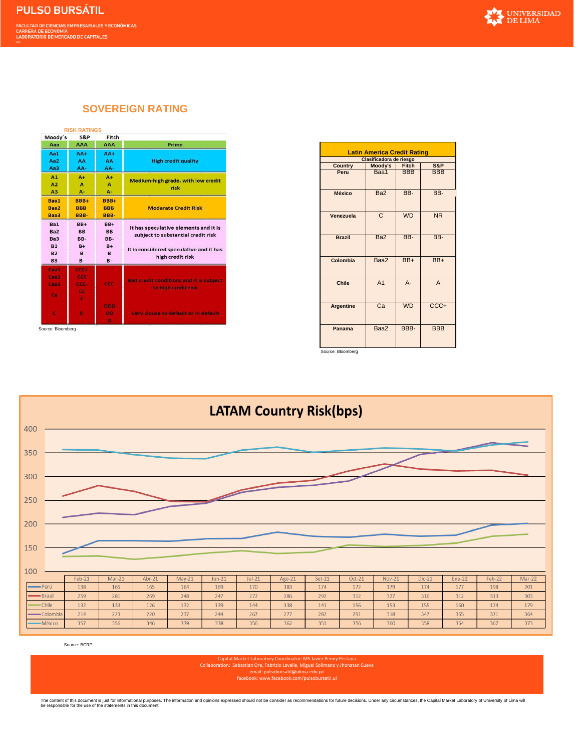## SOVEREIGN RATING

**RISK RATINGS**

| Moody´s | S&P | Fitch | |
|---|---|---|---|
| Aaa | AAA | AAA | Prime |
| Aa1<br>Aa2<br>Aa3 | AA+<br>AA<br>AA- | AA+<br>AA<br>AA- | High credit quality |
| A1<br>A2<br>A3 | A+<br>A<br>A- | A+<br>A<br>A- | Medium-high grade, with low credit risk |
| Baa1<br>Baa2<br>Baa3 | BBB+<br>BBB<br>BBB- | BBB+<br>BBB<br>BBB- | Moderate Credit Risk |
| Ba1<br>Ba2<br>Ba3 | BB+<br>BB<br>BB- | BB+<br>BB<br>BB- | It has speculative elements and it is subject to substantial credit risk |
| B1<br>B2<br>B3 | B+<br>B<br>B- | B+<br>B<br>B- | It is considered speculative and it has high credit risk |
| Caa1<br>Caa2<br>Caa3<br>Ca | CCC+<br>CCC<br>CCC-<br>CC<br>C | CCC | Bad credit conditions and it is subject to high credit risk |
| C | D | DDD<br>DD<br>D | Very clouse to default or in default |

Source: Bloomberg

**Latin America Credit Rating**

Clasificadora de riesgo

| Country | Moody's | Fitch | S&P |
|---|---|---|---|
| Peru | Baa1 | BBB | BBB |
| México | Ba2 | BB- | BB- |
| Venezuela | C | WD | NR |
| Brazil | Ba2 | BB- | BB- |
| Colombia | Baa2 | BB+ | BB+ |
| Chile | A1 | A- | A |
| Argentine | Ca | WD | CCC+ |
| Panama | Baa2 | BBB- | BBB |

Source: Bloomberg

**LATAM Country Risk(bps)**

400
350
300
250
200
150
100

Feb-21 Mar-21 Abr-21 May-21 Jun-21 Jul-21 Ago-21 Set-21 Oct-21 Nov-21 Dic-21 Ene-22 Feb-22 Mar-22

Perú 138 165 165 164 169 170 183 174 172 179 174 177 198 201

Brasil 259 281 269 248 247 272 286 292 312 327 316 312 313 303

Chile 132 133 126 132 139 144 138 141 156 153 155 160 174 179

Colombia 214 223 220 237 244 267 277 282 291 318 347 355 371 364

México 357 356 346 339 338 356 362 351 356 360 358 354 367 373

Source: BCRP

Capital Market Laboratory Coordinator: MS Javier Penny Pestana
Collaboration: Sebastian Ore, Fabrizio Lavalle, Miguel Solimano y Jhonatan Cueva
email: pulsobursatil@ulima.edu.pe
facebook: www.facebook.com/pulsobursatil.ul

The content of this document is just for informational purposes. The information and opinions expressed should not be consider as recommendations for future decisions. Under any circumstances, the Capital Market Laboratory of University of Lima will be responsible for the use of the statements in this document.